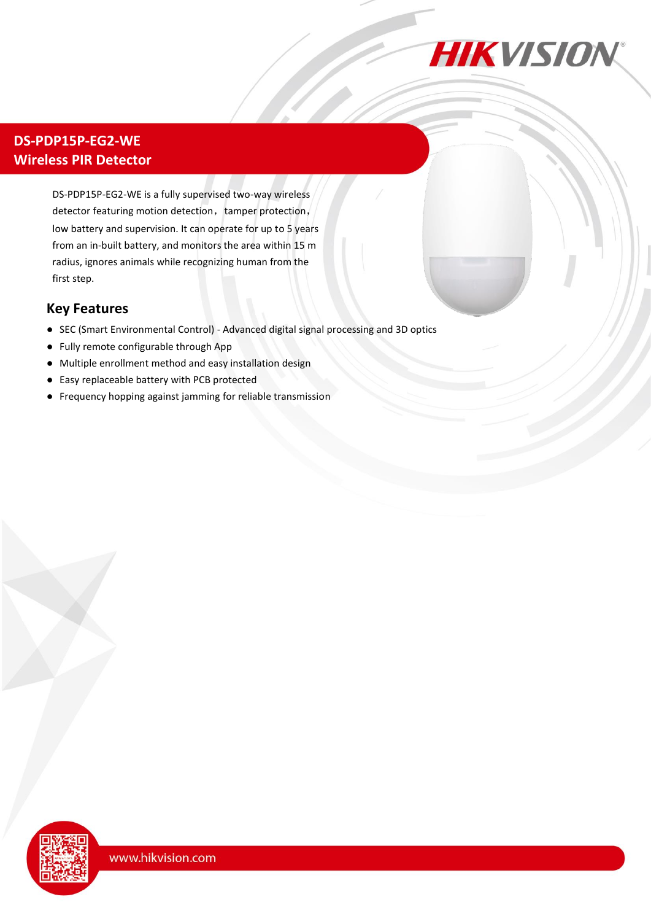# DS-PDP15P-EG2-WE
# Wireless PIR Detector

DS-PDP15P-EG2-WE is a fully supervised two-way wireless detector featuring motion detection，tamper protection，low battery and supervision. It can operate for up to 5 years from an in-built battery, and monitors the area within 15 m radius, ignores animals while recognizing human from the first step.

## Key Features

- SEC (Smart Environmental Control) - Advanced digital signal processing and 3D optics
- Fully remote configurable through App
- Multiple enrollment method and easy installation design
- Easy replaceable battery with PCB protected
- Frequency hopping against jamming for reliable transmission

www.hikvision.com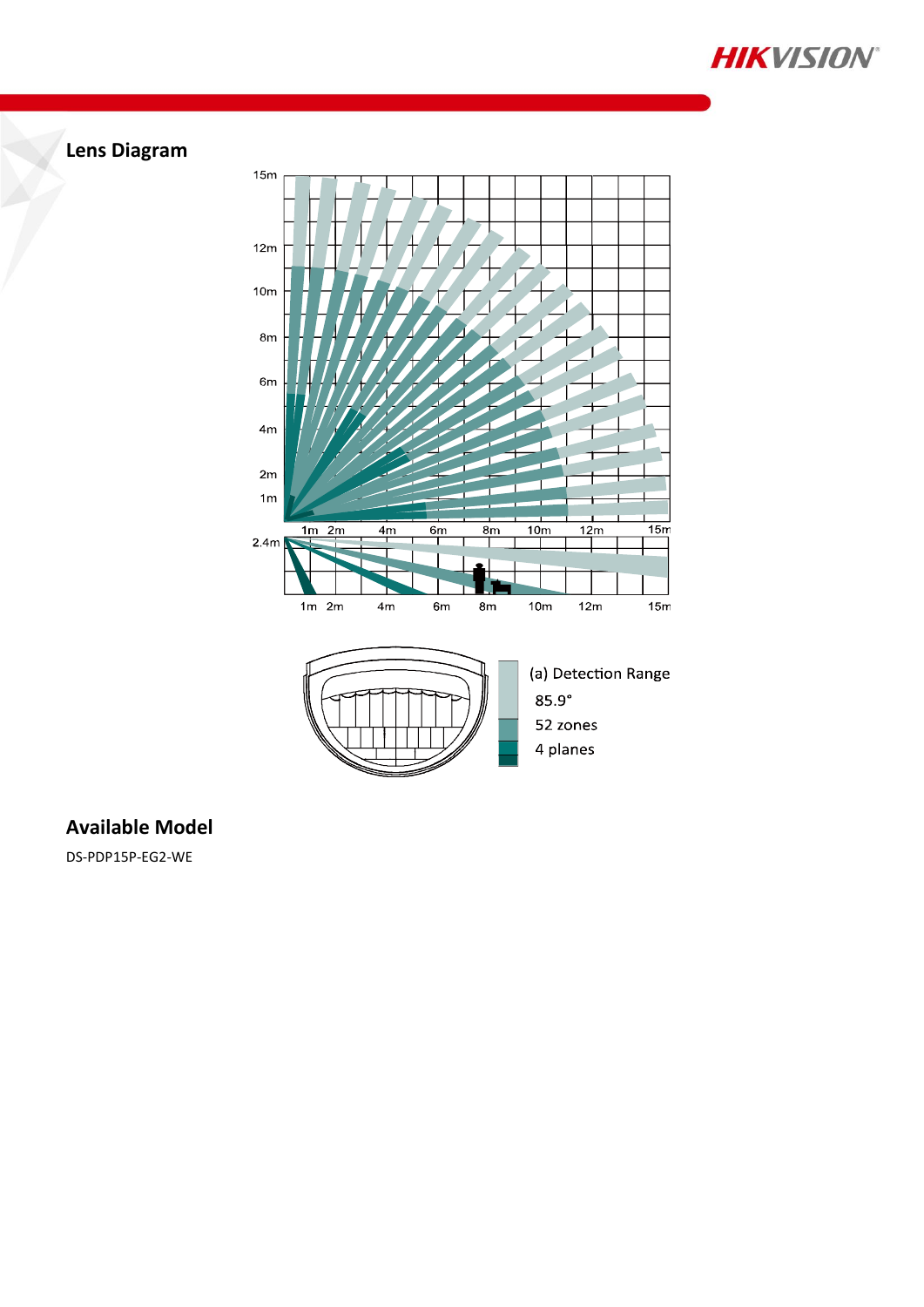## Lens Diagram

(a) Detection Range

85.9°

52 zones

4 planes

## Available Model

DS-PDP15P-EG2-WE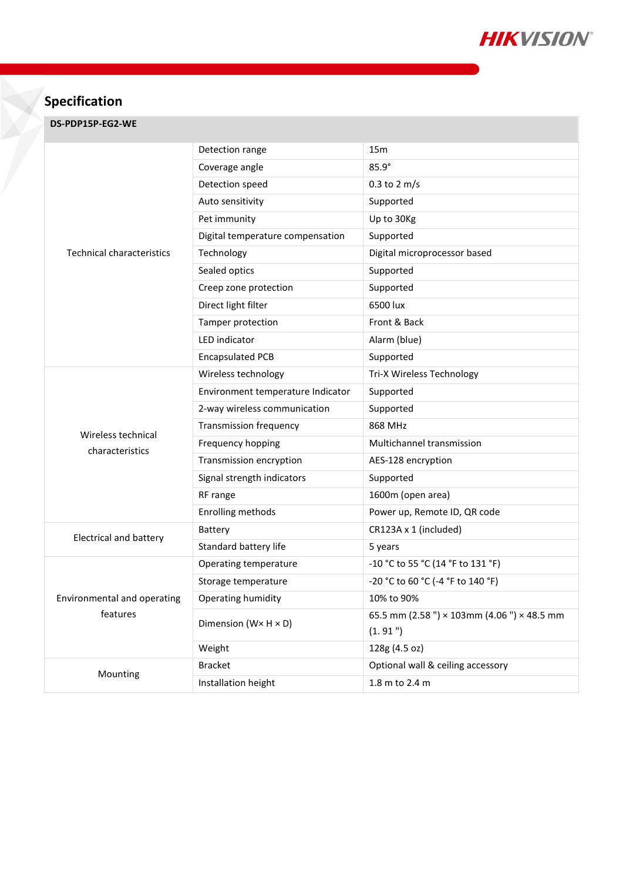## Specification

| DS-PDP15P-EG2-WE | | |
|---|---|---|
| Technical characteristics | Detection range | 15m |
| | Coverage angle | 85.9° |
| | Detection speed | 0.3 to 2 m/s |
| | Auto sensitivity | Supported |
| | Pet immunity | Up to 30Kg |
| | Digital temperature compensation | Supported |
| | Technology | Digital microprocessor based |
| | Sealed optics | Supported |
| | Creep zone protection | Supported |
| | Direct light filter | 6500 lux |
| | Tamper protection | Front & Back |
| | LED indicator | Alarm (blue) |
| | Encapsulated PCB | Supported |
| Wireless technical characteristics | Wireless technology | Tri-X Wireless Technology |
| | Environment temperature Indicator | Supported |
| | 2-way wireless communication | Supported |
| | Transmission frequency | 868 MHz |
| | Frequency hopping | Multichannel transmission |
| | Transmission encryption | AES-128 encryption |
| | Signal strength indicators | Supported |
| | RF range | 1600m (open area) |
| | Enrolling methods | Power up, Remote ID, QR code |
| Electrical and battery | Battery | CR123A x 1 (included) |
| | Standard battery life | 5 years |
| Environmental and operating features | Operating temperature | -10 °C to 55 °C (14 °F to 131 °F) |
| | Storage temperature | -20 °C to 60 °C (-4 °F to 140 °F) |
| | Operating humidity | 10% to 90% |
| | Dimension (W× H × D) | 65.5 mm (2.58 ") × 103mm (4.06 ") × 48.5 mm (1. 91 ") |
| | Weight | 128g (4.5 oz) |
| Mounting | Bracket | Optional wall & ceiling accessory |
| | Installation height | 1.8 m to 2.4 m |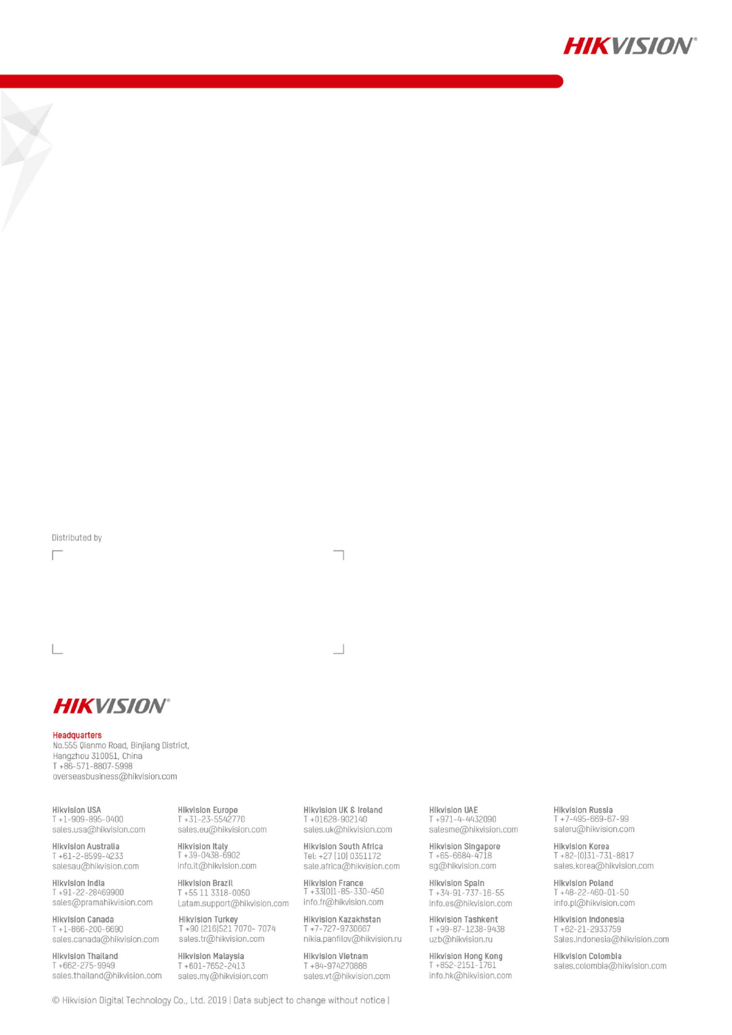Distributed by

HIKVISION

**Headquarters**
No.555 Qianmo Road, Binjiang District,
Hangzhou 310051, China
T +86-571-8807-5998
overseasbusiness@hikvision.com

**Hikvision USA**
T +1-909-895-0400
sales.usa@hikvision.com

**Hikvision Australia**
T +61-2-8599-4233
salesau@hikvision.com

**Hikvision India**
T +91-22-28469900
sales@pramahikvision.com

**Hikvision Canada**
T +1-866-200-6690
sales.canada@hikvision.com

**Hikvision Thailand**
T +662-275-9949
sales.thailand@hikvision.com

**Hikvision Europe**
T +31-23-5542770
sales.eu@hikvision.com

**Hikvision Italy**
T +39-0438-6902
info.it@hikvision.com

**Hikvision Brazil**
T +55 11 3318-0050
Latam.support@hikvision.com

**Hikvision Turkey**
T +90 (216)521 7070- 7074
sales.tr@hikvision.com

**Hikvision Malaysia**
T +601-7652-2413
sales.my@hikvision.com

**Hikvision UK & Ireland**
T +01628-902140
sales.uk@hikvision.com

**Hikvision South Africa**
Tel: +27 (10) 0351172
sale.africa@hikvision.com

**Hikvision France**
T +33(0)1-85-330-450
info.fr@hikvision.com

**Hikvision Kazakhstan**
T +7-727-9730667
nikia.panfilov@hikvision.ru

**Hikvision Vietnam**
T +84-974270688
sales.vt@hikvision.com

**Hikvision UAE**
T +971-4-4432090
salesme@hikvision.com

**Hikvision Singapore**
T +65-6684-4718
sg@hikvision.com

**Hikvision Spain**
T +34-91-737-16-55
info.es@hikvision.com

**Hikvision Tashkent**
T +99-87-1238-9438
uzb@hikvision.ru

**Hikvision Hong Kong**
T +852-2151-1761
info.hk@hikvision.com

**Hikvision Russia**
T +7-495-669-67-99
saleru@hikvision.com

**Hikvision Korea**
T +82-(0)31-731-8817
sales.korea@hikvision.com

**Hikvision Poland**
T +48-22-460-01-50
info.pl@hikvision.com

**Hikvision Indonesia**
T +62-21-2933759
Sales.Indonesia@hikvision.com

**Hikvision Colombia**
sales.colombia@hikvision.com

© Hikvision Digital Technology Co., Ltd. 2019 | Data subject to change without notice |